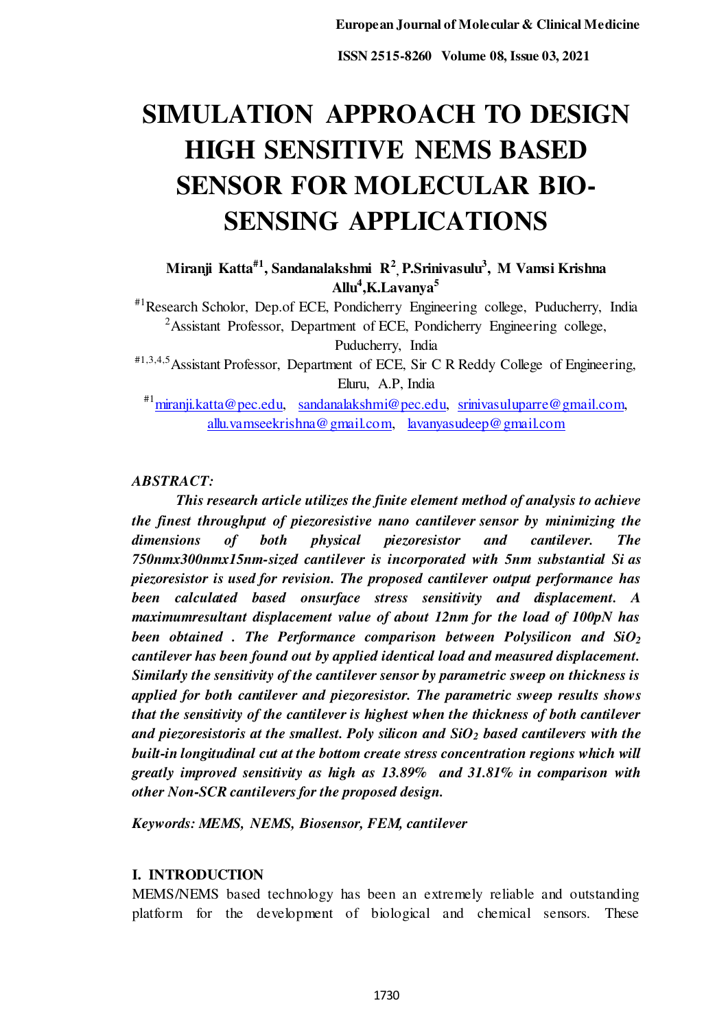# SIMULATION APPROACH TO DESIGN HIGH SENSITIVE NEMS BASED SENSOR FOR MOLECULAR BIO-SENSING APPLICATIONS

**Miranji Katta#1, Sandanalakshmi R[2], P.Srinivasulu[3], M Vamsi Krishna Allu[4],K.Lavanya[5]**

#1Research Scholor, Dep.of ECE, Pondicherry Engineering college, Puducherry, India

[2]Assistant Professor, Department of ECE, Pondicherry Engineering college, Puducherry, India

#1,3,4,5Assistant Professor, Department of ECE, Sir C R Reddy College of Engineering, Eluru, A.P, India

#1miranji.katta@pec.edu, sandanalakshmi@pec.edu, srinivasuluparre@gmail.com, allu.vamseekrishna@gmail.com, lavanyasudeep@gmail.com

*ABSTRACT:*

***This research article utilizes the finite element method of analysis to achieve the finest throughput of piezoresistive nano cantilever sensor by minimizing the dimensions of both physical piezoresistor and cantilever. The 750nmx300nmx15nm-sized cantilever is incorporated with 5nm substantial Si as piezoresistor is used for revision. The proposed cantilever output performance has been calculated based onsurface stress sensitivity and displacement. A maximumresultant displacement value of about 12nm for the load of 100pN has been obtained . The Performance comparison between Polysilicon and $SiO_2$ cantilever has been found out by applied identical load and measured displacement. Similarly the sensitivity of the cantilever sensor by parametric sweep on thickness is applied for both cantilever and piezoresistor. The parametric sweep results shows that the sensitivity of the cantilever is highest when the thickness of both cantilever and piezoresistoris at the smallest. Poly silicon and $SiO_2$ based cantilevers with the built-in longitudinal cut at the bottom create stress concentration regions which will greatly improved sensitivity as high as 13.89% and 31.81% in comparison with other Non-SCR cantilevers for the proposed design.***

***Keywords: MEMS, NEMS, Biosensor, FEM, cantilever***

## I. INTRODUCTION

MEMS/NEMS based technology has been an extremely reliable and outstanding platform for the development of biological and chemical sensors. These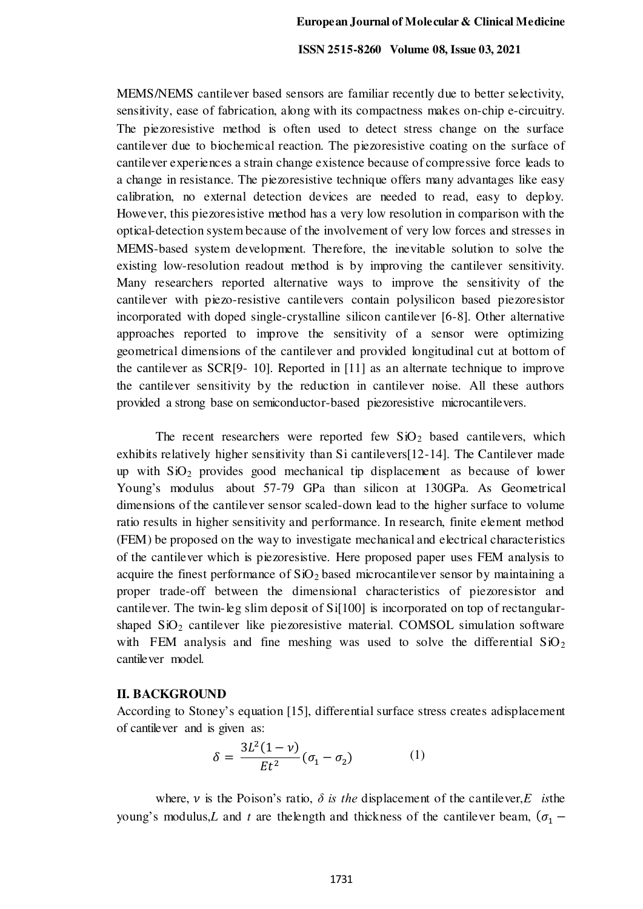MEMS/NEMS cantilever based sensors are familiar recently due to better selectivity, sensitivity, ease of fabrication, along with its compactness makes on-chip e-circuitry. The piezoresistive method is often used to detect stress change on the surface cantilever due to biochemical reaction. The piezoresistive coating on the surface of cantilever experiences a strain change existence because of compressive force leads to a change in resistance. The piezoresistive technique offers many advantages like easy calibration, no external detection devices are needed to read, easy to deploy. However, this piezoresistive method has a very low resolution in comparison with the optical-detection system because of the involvement of very low forces and stresses in MEMS-based system development. Therefore, the inevitable solution to solve the existing low-resolution readout method is by improving the cantilever sensitivity. Many researchers reported alternative ways to improve the sensitivity of the cantilever with piezo-resistive cantilevers contain polysilicon based piezoresistor incorporated with doped single-crystalline silicon cantilever [6-8]. Other alternative approaches reported to improve the sensitivity of a sensor were optimizing geometrical dimensions of the cantilever and provided longitudinal cut at bottom of the cantilever as SCR[9- 10]. Reported in [11] as an alternate technique to improve the cantilever sensitivity by the reduction in cantilever noise. All these authors provided a strong base on semiconductor-based piezoresistive microcantilevers.

The recent researchers were reported few $SiO_2$ based cantilevers, which exhibits relatively higher sensitivity than Si cantilevers[12-14]. The Cantilever made up with $SiO_2$ provides good mechanical tip displacement as because of lower Young's modulus about 57-79 GPa than silicon at 130GPa. As Geometrical dimensions of the cantilever sensor scaled-down lead to the higher surface to volume ratio results in higher sensitivity and performance. In research, finite element method (FEM) be proposed on the way to investigate mechanical and electrical characteristics of the cantilever which is piezoresistive. Here proposed paper uses FEM analysis to acquire the finest performance of $SiO_2$ based microcantilever sensor by maintaining a proper trade-off between the dimensional characteristics of piezoresistor and cantilever. The twin-leg slim deposit of Si[100] is incorporated on top of rectangular-shaped $SiO_2$ cantilever like piezoresistive material. COMSOL simulation software with FEM analysis and fine meshing was used to solve the differential $SiO_2$ cantilever model.

## II. BACKGROUND

According to Stoney's equation [15], differential surface stress creates adisplacement of cantilever and is given as:

$$\delta = \frac{3L^2(1-\nu)}{Et^2}(\sigma_1 - \sigma_2) \qquad (1)$$

where, $\nu$ is the Poison's ratio, $\delta$ *is the* displacement of the cantilever,$E$ *is*the young's modulus,$L$ and $t$ are thelength and thickness of the cantilever beam, $(\sigma_1 -$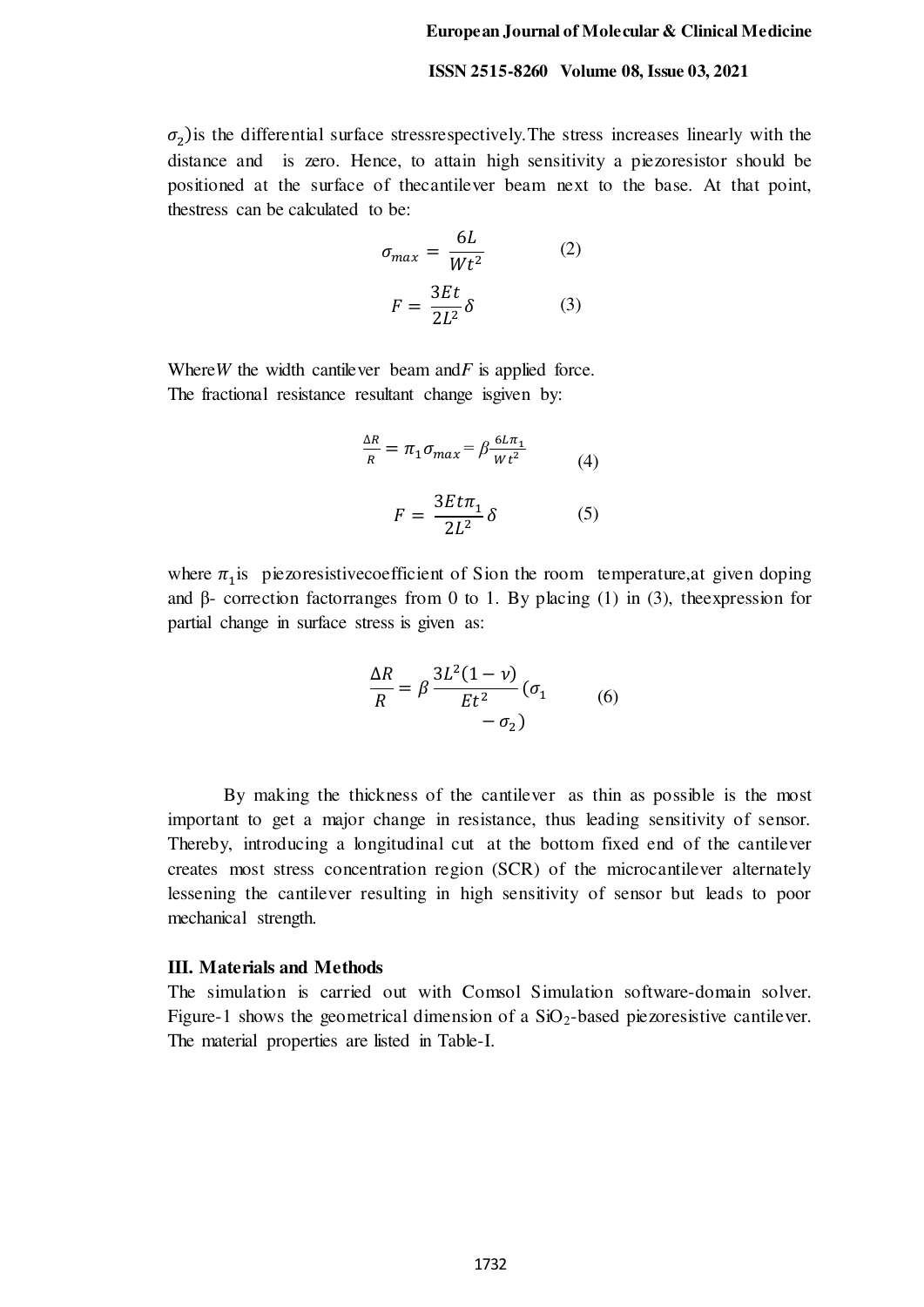$\sigma_2$)is the differential surface stressrespectively.The stress increases linearly with the distance and  is zero. Hence, to attain high sensitivity a piezoresistor should be positioned at the surface of thecantilever beam next to the base. At that point, thestress can be calculated to be:

$$\sigma_{max} = \frac{6L}{Wt^2} \tag{2}$$

$$F = \frac{3Et}{2L^2}\delta \tag{3}$$

Where$W$ the width cantilever beam and$F$ is applied force.
The fractional resistance resultant change isgiven by:

$$\frac{\Delta R}{R} = \pi_1 \sigma_{max} = \beta \frac{6L\pi_1}{Wt^2} \tag{4}$$

$$F = \frac{3Et\pi_1}{2L^2}\delta \tag{5}$$

where $\pi_1$is piezoresistivecoefficient of Sion the room temperature,at given doping and β- correction factorranges from 0 to 1. By placing (1) in (3), theexpression for partial change in surface stress is given as:

$$\frac{\Delta R}{R} = \beta \frac{3L^2(1-\nu)}{Et^2}(\sigma_1 - \sigma_2) \tag{6}$$

By making the thickness of the cantilever as thin as possible is the most important to get a major change in resistance, thus leading sensitivity of sensor. Thereby, introducing a longitudinal cut at the bottom fixed end of the cantilever creates most stress concentration region (SCR) of the microcantilever alternately lessening the cantilever resulting in high sensitivity of sensor but leads to poor mechanical strength.

### III. Materials and Methods

The simulation is carried out with Comsol Simulation software-domain solver. Figure-1 shows the geometrical dimension of a $SiO_2$-based piezoresistive cantilever. The material properties are listed in Table-I.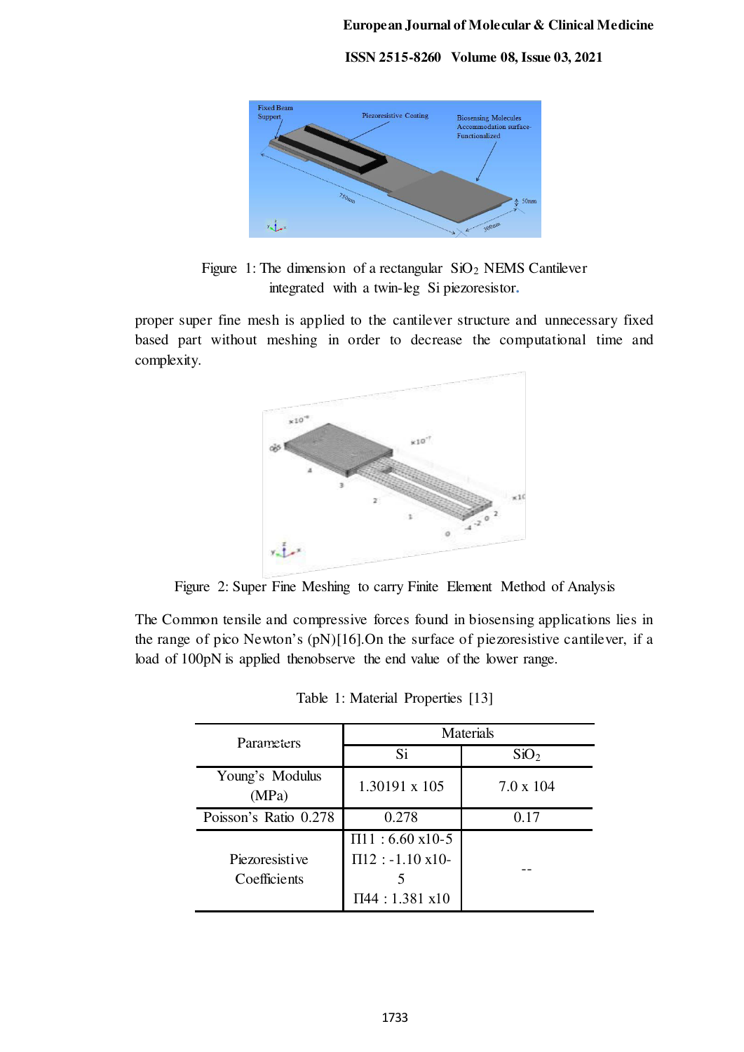Figure 1: The dimension of a rectangular $SiO_2$ NEMS Cantilever integrated with a twin-leg Si piezoresistor.

proper super fine mesh is applied to the cantilever structure and unnecessary fixed based part without meshing in order to decrease the computational time and complexity.

Figure 2: Super Fine Meshing to carry Finite Element Method of Analysis

The Common tensile and compressive forces found in biosensing applications lies in the range of pico Newton's (pN)[16].On the surface of piezoresistive cantilever, if a load of 100pN is applied thenobserve the end value of the lower range.

Table 1: Material Properties [13]

| Parameters | Materials | |
|---|---|---|
| | Si | $SiO_2$ |
| Young's Modulus (MPa) | 1.30191 x 105 | 7.0 x 104 |
| Poisson's Ratio 0.278 | 0.278 | 0.17 |
| Piezoresistive Coefficients | П11 : 6.60 x10-5<br>П12 : -1.10 x10-5<br>П44 : 1.381 x10 | -- |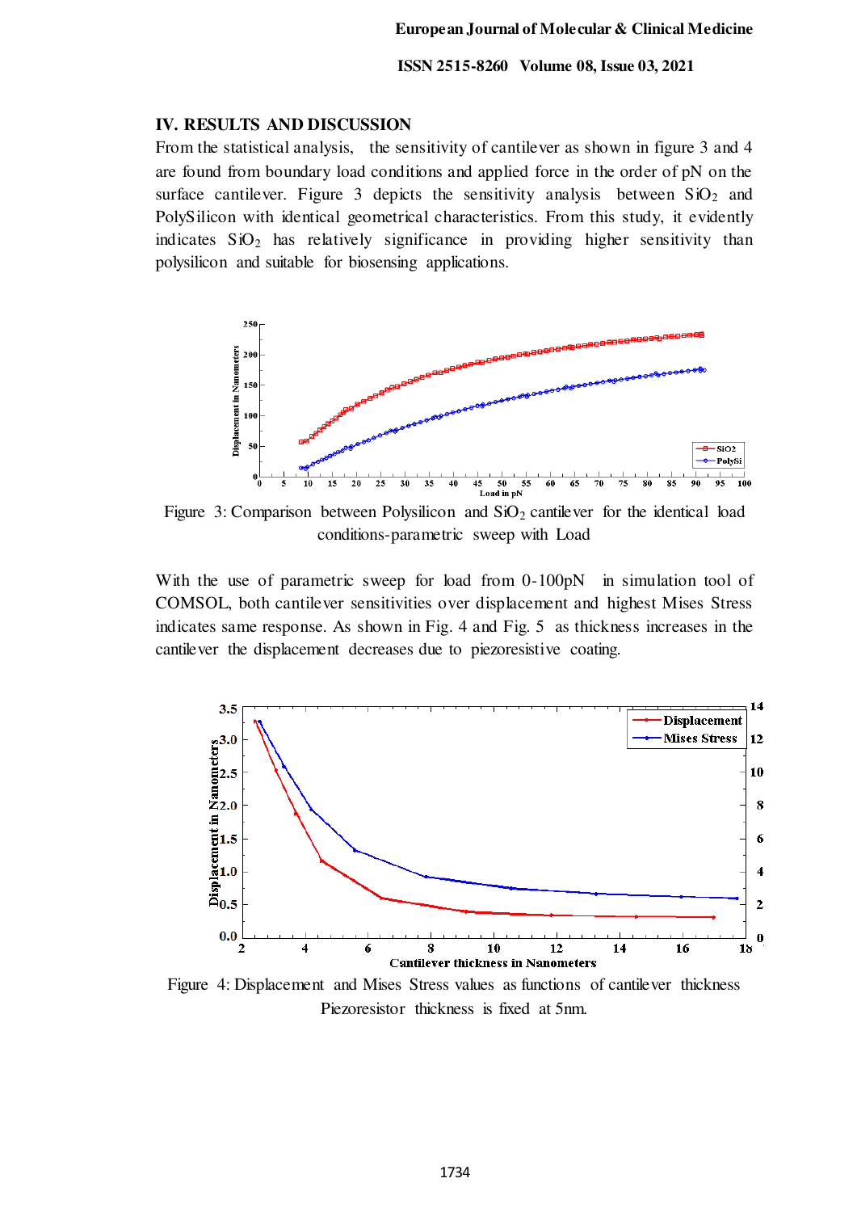## IV. RESULTS AND DISCUSSION

From the statistical analysis, the sensitivity of cantilever as shown in figure 3 and 4 are found from boundary load conditions and applied force in the order of pN on the surface cantilever. Figure 3 depicts the sensitivity analysis between $SiO_2$ and PolySilicon with identical geometrical characteristics. From this study, it evidently indicates $SiO_2$ has relatively significance in providing higher sensitivity than polysilicon and suitable for biosensing applications.

Figure 3: Comparison between Polysilicon and $SiO_2$ cantilever for the identical load conditions-parametric sweep with Load

With the use of parametric sweep for load from 0-100pN in simulation tool of COMSOL, both cantilever sensitivities over displacement and highest Mises Stress indicates same response. As shown in Fig. 4 and Fig. 5 as thickness increases in the cantilever the displacement decreases due to piezoresistive coating.

Figure 4: Displacement and Mises Stress values as functions of cantilever thickness Piezoresistor thickness is fixed at 5nm.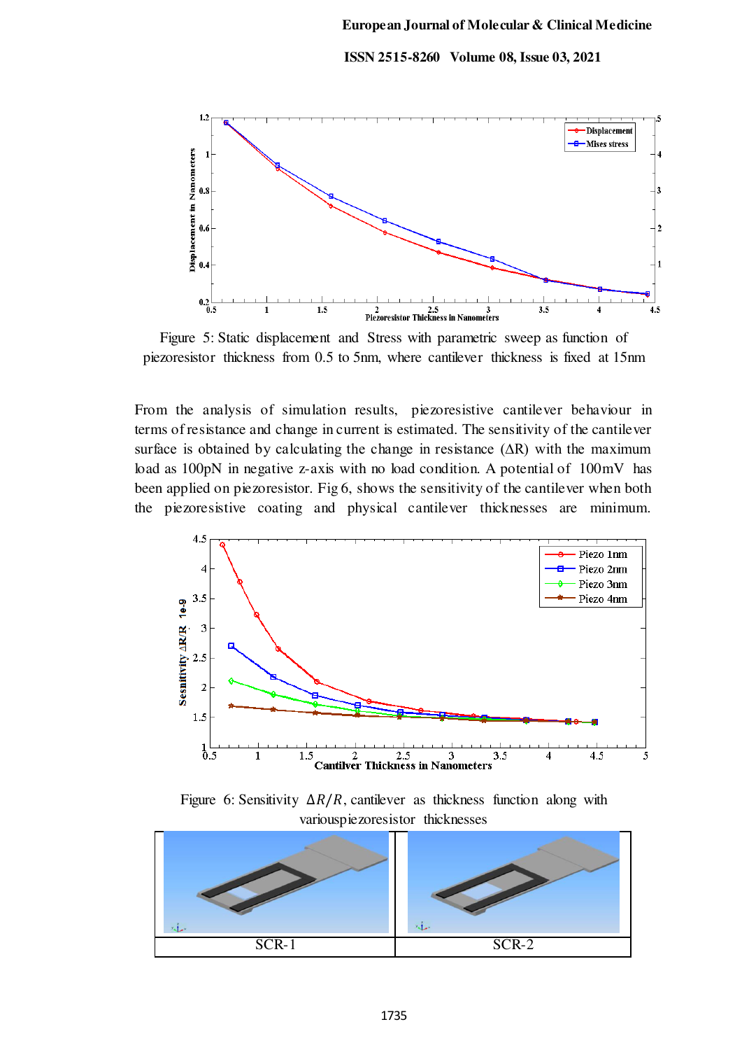Figure 5: Static displacement and Stress with parametric sweep as function of piezoresistor thickness from 0.5 to 5nm, where cantilever thickness is fixed at 15nm

From the analysis of simulation results, piezoresistive cantilever behaviour in terms of resistance and change in current is estimated. The sensitivity of the cantilever surface is obtained by calculating the change in resistance (ΔR) with the maximum load as 100pN in negative z-axis with no load condition. A potential of 100mV has been applied on piezoresistor. Fig 6, shows the sensitivity of the cantilever when both the piezoresistive coating and physical cantilever thicknesses are minimum.

Figure 6: Sensitivity $\Delta R/R$, cantilever as thickness function along with variouspiezoresistor thicknesses

| SCR-1 | SCR-2 |
|---|---|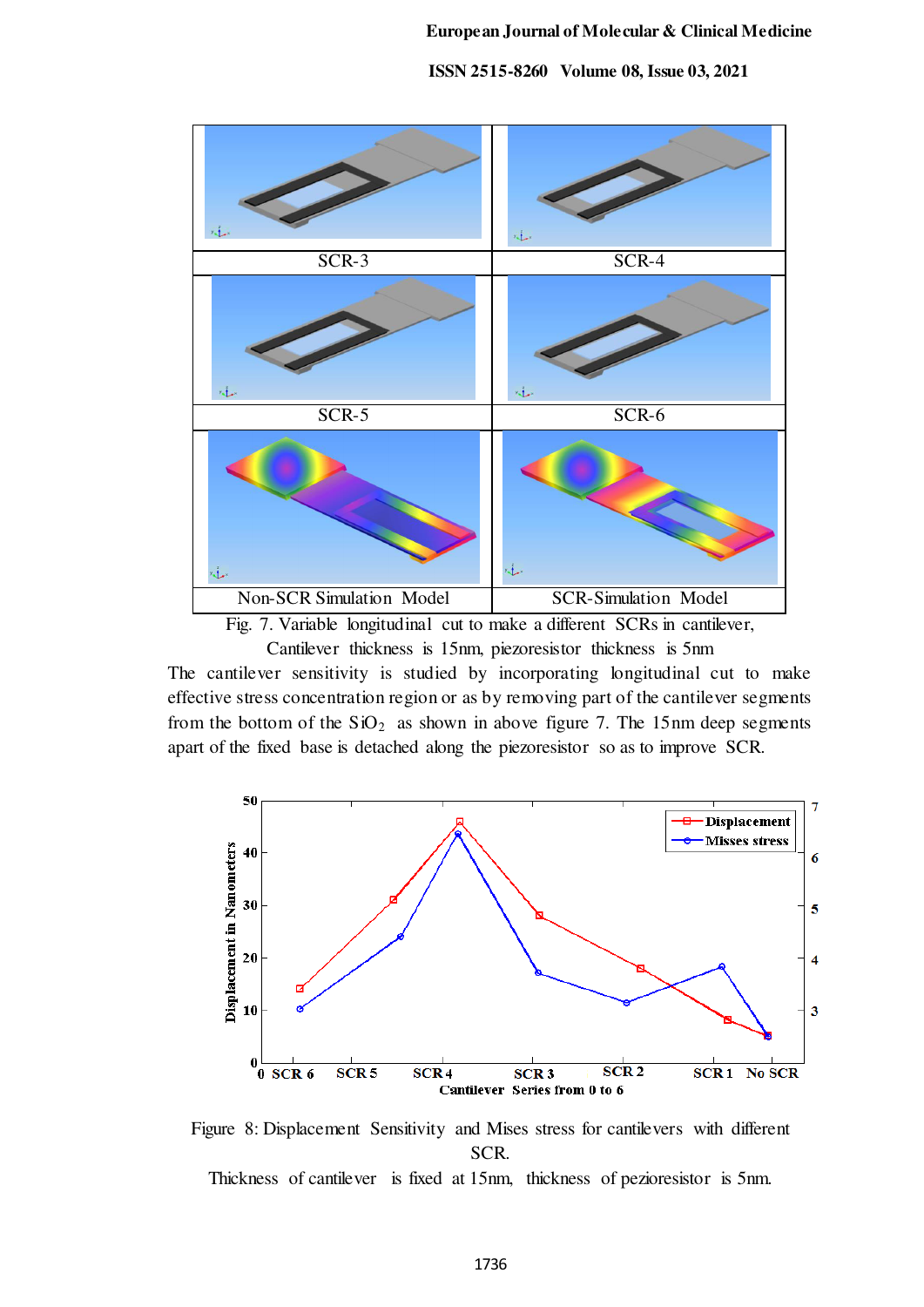| SCR-3 | SCR-4 |
| --- | --- |
| SCR-5 | SCR-6 |
| Non-SCR Simulation Model | SCR-Simulation Model |

Fig. 7. Variable longitudinal cut to make a different SCRs in cantilever, Cantilever thickness is 15nm, piezoresistor thickness is 5nm

The cantilever sensitivity is studied by incorporating longitudinal cut to make effective stress concentration region or as by removing part of the cantilever segments from the bottom of the $SiO_2$ as shown in above figure 7. The 15nm deep segments apart of the fixed base is detached along the piezoresistor so as to improve SCR.

Figure 8: Displacement Sensitivity and Mises stress for cantilevers with different SCR.

Thickness of cantilever is fixed at 15nm, thickness of pezioresistor is 5nm.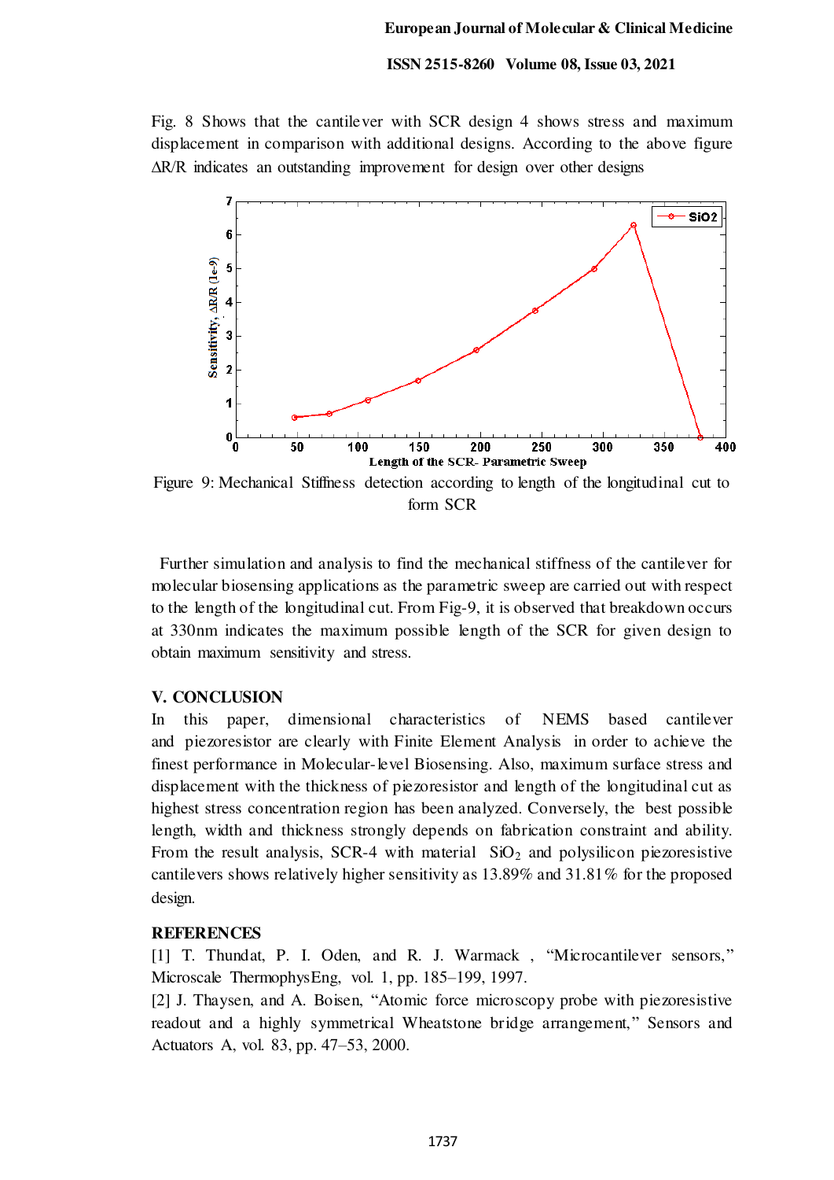Fig. 8 Shows that the cantilever with SCR design 4 shows stress and maximum displacement in comparison with additional designs. According to the above figure ΔR/R indicates an outstanding improvement for design over other designs

Figure 9: Mechanical Stiffness detection according to length of the longitudinal cut to form SCR

Further simulation and analysis to find the mechanical stiffness of the cantilever for molecular biosensing applications as the parametric sweep are carried out with respect to the length of the longitudinal cut. From Fig-9, it is observed that breakdown occurs at 330nm indicates the maximum possible length of the SCR for given design to obtain maximum sensitivity and stress.

## V. CONCLUSION

In this paper, dimensional characteristics of NEMS based cantilever and piezoresistor are clearly with Finite Element Analysis in order to achieve the finest performance in Molecular-level Biosensing. Also, maximum surface stress and displacement with the thickness of piezoresistor and length of the longitudinal cut as highest stress concentration region has been analyzed. Conversely, the best possible length, width and thickness strongly depends on fabrication constraint and ability. From the result analysis, SCR-4 with material $SiO_2$ and polysilicon piezoresistive cantilevers shows relatively higher sensitivity as 13.89% and 31.81% for the proposed design.

## REFERENCES

[1] T. Thundat, P. I. Oden, and R. J. Warmack , "Microcantilever sensors," Microscale ThermophysEng, vol. 1, pp. 185–199, 1997.

[2] J. Thaysen, and A. Boisen, "Atomic force microscopy probe with piezoresistive readout and a highly symmetrical Wheatstone bridge arrangement," Sensors and Actuators A, vol. 83, pp. 47–53, 2000.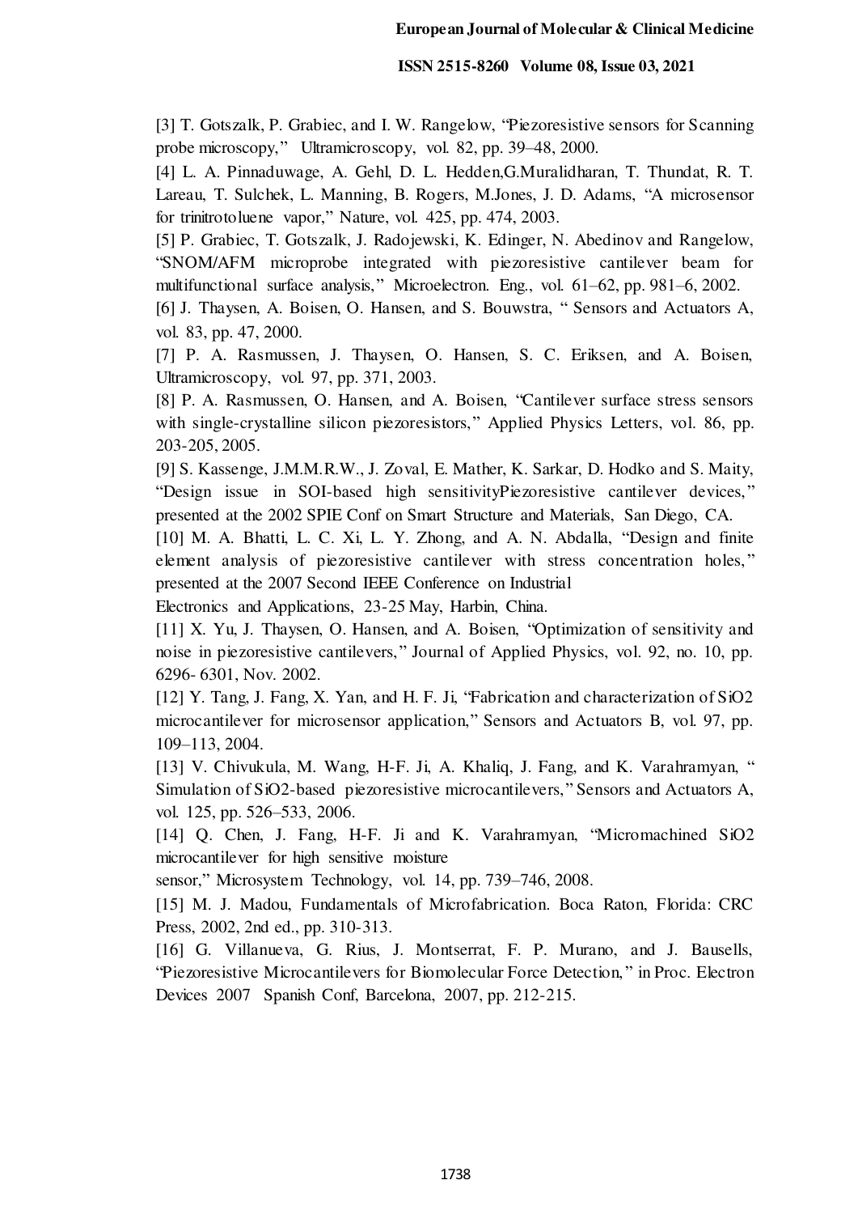[3] T. Gotszalk, P. Grabiec, and I. W. Rangelow, "Piezoresistive sensors for Scanning probe microscopy," Ultramicroscopy, vol. 82, pp. 39–48, 2000.

[4] L. A. Pinnaduwage, A. Gehl, D. L. Hedden,G.Muralidharan, T. Thundat, R. T. Lareau, T. Sulchek, L. Manning, B. Rogers, M.Jones, J. D. Adams, "A microsensor for trinitrotoluene vapor," Nature, vol. 425, pp. 474, 2003.

[5] P. Grabiec, T. Gotszalk, J. Radojewski, K. Edinger, N. Abedinov and Rangelow, "SNOM/AFM microprobe integrated with piezoresistive cantilever beam for multifunctional surface analysis," Microelectron. Eng., vol. 61–62, pp. 981–6, 2002.

[6] J. Thaysen, A. Boisen, O. Hansen, and S. Bouwstra, " Sensors and Actuators A, vol. 83, pp. 47, 2000.

[7] P. A. Rasmussen, J. Thaysen, O. Hansen, S. C. Eriksen, and A. Boisen, Ultramicroscopy, vol. 97, pp. 371, 2003.

[8] P. A. Rasmussen, O. Hansen, and A. Boisen, "Cantilever surface stress sensors with single-crystalline silicon piezoresistors," Applied Physics Letters, vol. 86, pp. 203-205, 2005.

[9] S. Kassenge, J.M.M.R.W., J. Zoval, E. Mather, K. Sarkar, D. Hodko and S. Maity, "Design issue in SOI-based high sensitivityPiezoresistive cantilever devices," presented at the 2002 SPIE Conf on Smart Structure and Materials, San Diego, CA.

[10] M. A. Bhatti, L. C. Xi, L. Y. Zhong, and A. N. Abdalla, "Design and finite element analysis of piezoresistive cantilever with stress concentration holes," presented at the 2007 Second IEEE Conference on Industrial Electronics and Applications, 23-25 May, Harbin, China.

[11] X. Yu, J. Thaysen, O. Hansen, and A. Boisen, "Optimization of sensitivity and noise in piezoresistive cantilevers," Journal of Applied Physics, vol. 92, no. 10, pp. 6296- 6301, Nov. 2002.

[12] Y. Tang, J. Fang, X. Yan, and H. F. Ji, "Fabrication and characterization of SiO2 microcantilever for microsensor application," Sensors and Actuators B, vol. 97, pp. 109–113, 2004.

[13] V. Chivukula, M. Wang, H-F. Ji, A. Khaliq, J. Fang, and K. Varahramyan, " Simulation of SiO2-based piezoresistive microcantilevers," Sensors and Actuators A, vol. 125, pp. 526–533, 2006.

[14] Q. Chen, J. Fang, H-F. Ji and K. Varahramyan, "Micromachined SiO2 microcantilever for high sensitive moisture sensor," Microsystem Technology, vol. 14, pp. 739–746, 2008.

[15] M. J. Madou, Fundamentals of Microfabrication. Boca Raton, Florida: CRC Press, 2002, 2nd ed., pp. 310-313.

[16] G. Villanueva, G. Rius, J. Montserrat, F. P. Murano, and J. Bausells, "Piezoresistive Microcantilevers for Biomolecular Force Detection," in Proc. Electron Devices 2007 Spanish Conf, Barcelona, 2007, pp. 212-215.